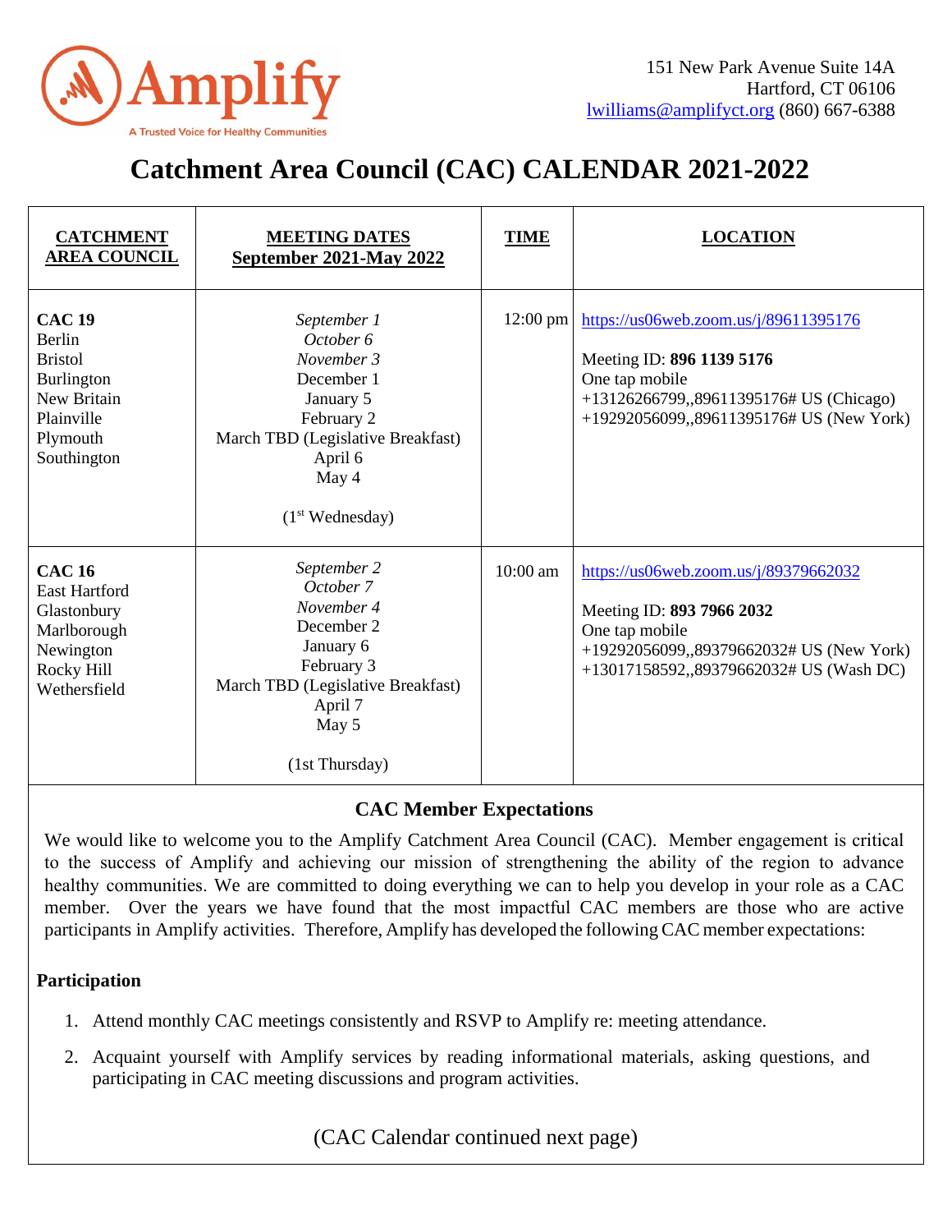Amplify

A Trusted Voice for Healthy Communities

151 New Park Avenue Suite 14A
Hartford, CT 06106
lwilliams@amplifyct.org (860) 667-6388

# Catchment Area Council (CAC) CALENDAR 2021-2022

| CATCHMENT AREA COUNCIL | MEETING DATES September 2021-May 2022 | TIME | LOCATION |
|---|---|---|---|
| **CAC 19**<br>Berlin<br>Bristol<br>Burlington<br>New Britain<br>Plainville<br>Plymouth<br>Southington | *September 1*<br>*October 6*<br>*November 3*<br>December 1<br>January 5<br>February 2<br>March TBD (Legislative Breakfast)<br>April 6<br>May 4<br><br>(1st Wednesday) | 12:00 pm | https://us06web.zoom.us/j/89611395176<br><br>Meeting ID: **896 1139 5176**<br>One tap mobile<br>+13126266799,,89611395176# US (Chicago)<br>+19292056099,,89611395176# US (New York) |
| **CAC 16**<br>East Hartford<br>Glastonbury<br>Marlborough<br>Newington<br>Rocky Hill<br>Wethersfield | *September 2*<br>*October 7*<br>*November 4*<br>December 2<br>January 6<br>February 3<br>March TBD (Legislative Breakfast)<br>April 7<br>May 5<br><br>(1st Thursday) | 10:00 am | https://us06web.zoom.us/j/89379662032<br><br>Meeting ID: **893 7966 2032**<br>One tap mobile<br>+19292056099,,89379662032# US (New York)<br>+13017158592,,89379662032# US (Wash DC) |

## CAC Member Expectations

We would like to welcome you to the Amplify Catchment Area Council (CAC). Member engagement is critical to the success of Amplify and achieving our mission of strengthening the ability of the region to advance healthy communities. We are committed to doing everything we can to help you develop in your role as a CAC member. Over the years we have found that the most impactful CAC members are those who are active participants in Amplify activities. Therefore, Amplify has developed the following CAC member expectations:

**Participation**

1. Attend monthly CAC meetings consistently and RSVP to Amplify re: meeting attendance.
2. Acquaint yourself with Amplify services by reading informational materials, asking questions, and participating in CAC meeting discussions and program activities.

(CAC Calendar continued next page)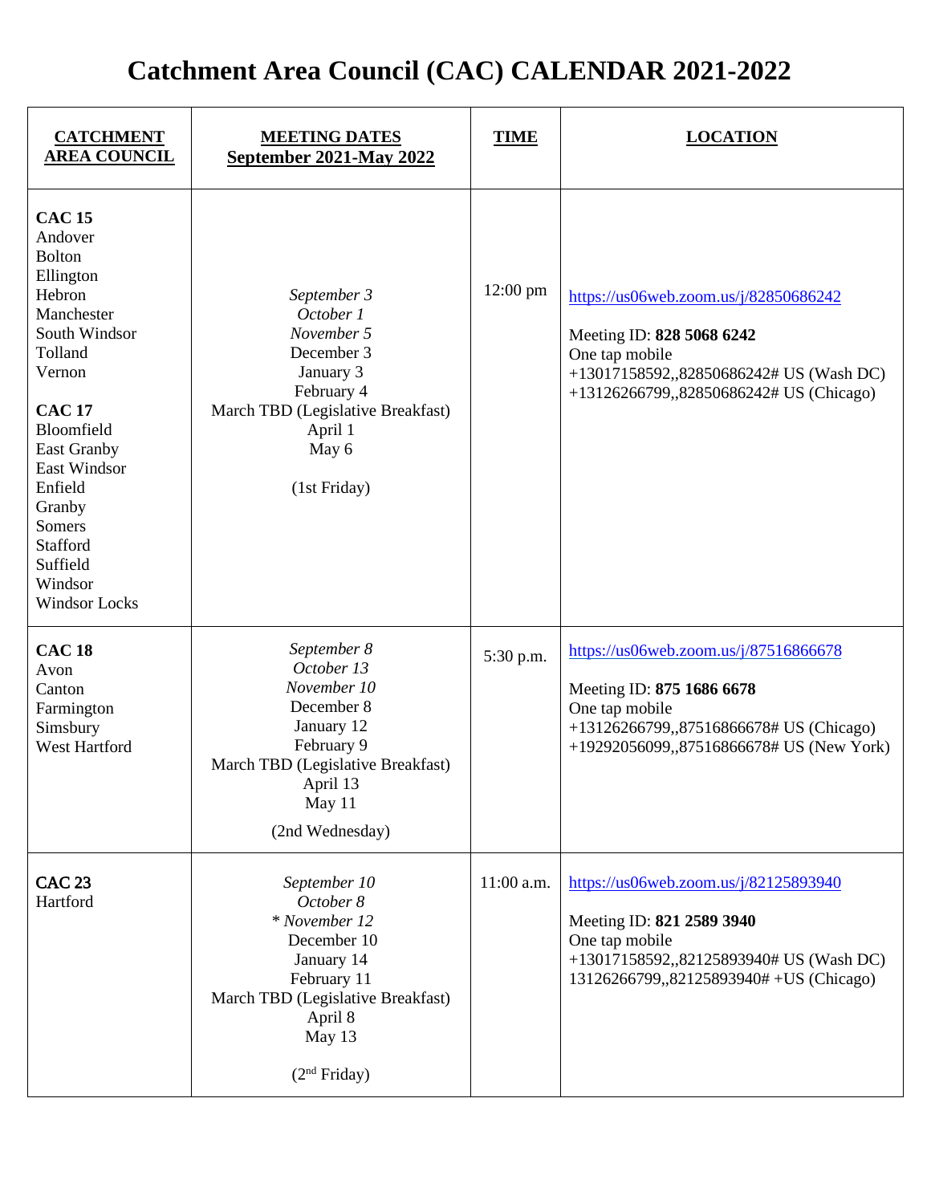# Catchment Area Council (CAC) CALENDAR 2021-2022

| CATCHMENT AREA COUNCIL | MEETING DATES September 2021-May 2022 | TIME | LOCATION |
|---|---|---|---|
| **CAC 15**<br>Andover<br>Bolton<br>Ellington<br>Hebron<br>Manchester<br>South Windsor<br>Tolland<br>Vernon<br><br>**CAC 17**<br>Bloomfield<br>East Granby<br>East Windsor<br>Enfield<br>Granby<br>Somers<br>Stafford<br>Suffield<br>Windsor<br>Windsor Locks | *September 3*<br>*October 1*<br>*November 5*<br>December 3<br>January 3<br>February 4<br>March TBD (Legislative Breakfast)<br>April 1<br>May 6<br><br>(1st Friday) | 12:00 pm | https://us06web.zoom.us/j/82850686242<br><br>Meeting ID: **828 5068 6242**<br>One tap mobile<br>+13017158592,,82850686242# US (Wash DC)<br>+13126266799,,82850686242# US (Chicago) |
| **CAC 18**<br>Avon<br>Canton<br>Farmington<br>Simsbury<br>West Hartford | *September 8*<br>*October 13*<br>*November 10*<br>December 8<br>January 12<br>February 9<br>March TBD (Legislative Breakfast)<br>April 13<br>May 11<br><br>(2nd Wednesday) | 5:30 p.m. | https://us06web.zoom.us/j/87516866678<br><br>Meeting ID: **875 1686 6678**<br>One tap mobile<br>+13126266799,,87516866678# US (Chicago)<br>+19292056099,,87516866678# US (New York) |
| **CAC 23**<br>Hartford | *September 10*<br>*October 8*<br>* *November 12*<br>December 10<br>January 14<br>February 11<br>March TBD (Legislative Breakfast)<br>April 8<br>May 13<br><br>(2nd Friday) | 11:00 a.m. | https://us06web.zoom.us/j/82125893940<br><br>Meeting ID: **821 2589 3940**<br>One tap mobile<br>+13017158592,,82125893940# US (Wash DC)<br>13126266799,,82125893940# +US (Chicago) |